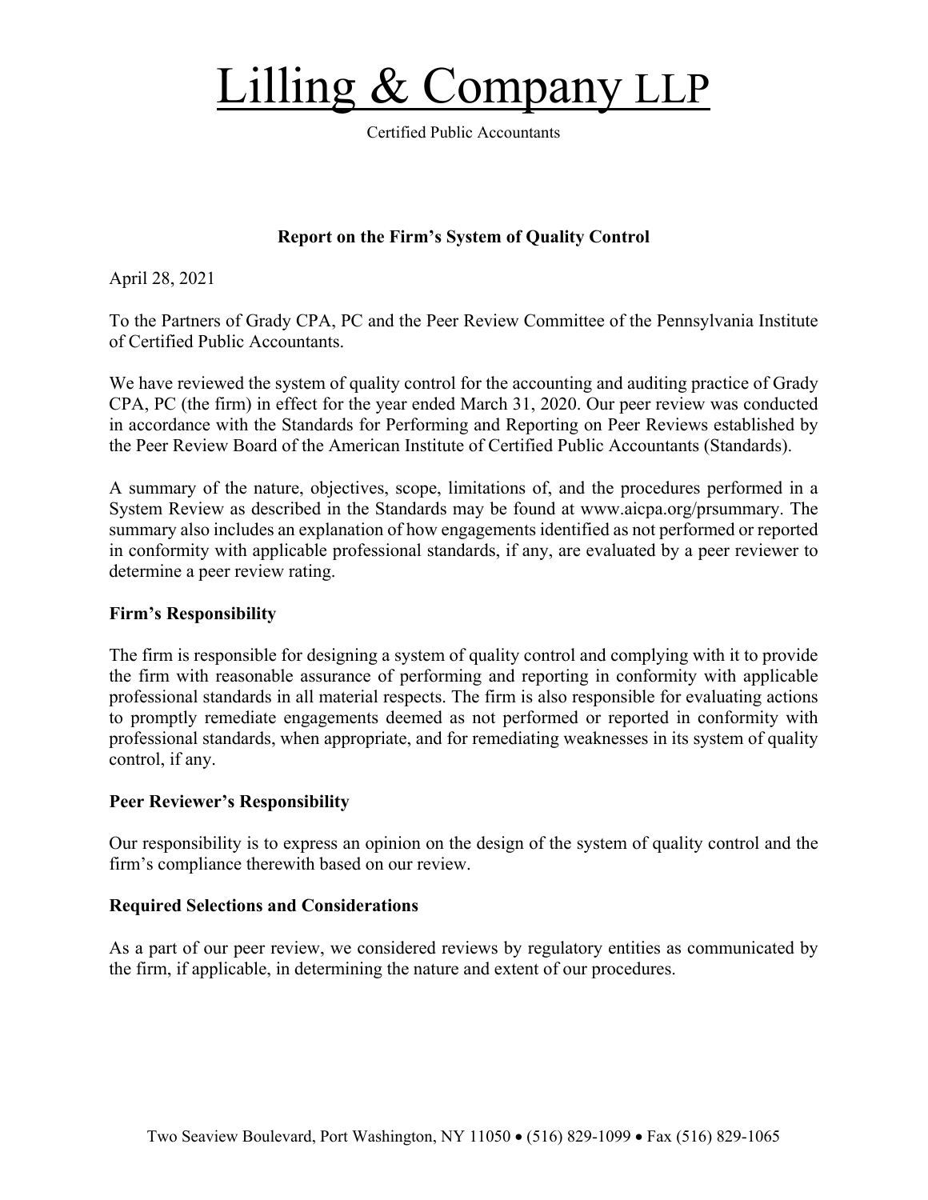# Lilling & Company LLP

Certified Public Accountants

**Report on the Firm's System of Quality Control**

April 28, 2021

To the Partners of Grady CPA, PC and the Peer Review Committee of the Pennsylvania Institute of Certified Public Accountants.

We have reviewed the system of quality control for the accounting and auditing practice of Grady CPA, PC (the firm) in effect for the year ended March 31, 2020. Our peer review was conducted in accordance with the Standards for Performing and Reporting on Peer Reviews established by the Peer Review Board of the American Institute of Certified Public Accountants (Standards).

A summary of the nature, objectives, scope, limitations of, and the procedures performed in a System Review as described in the Standards may be found at www.aicpa.org/prsummary. The summary also includes an explanation of how engagements identified as not performed or reported in conformity with applicable professional standards, if any, are evaluated by a peer reviewer to determine a peer review rating.

**Firm's Responsibility**

The firm is responsible for designing a system of quality control and complying with it to provide the firm with reasonable assurance of performing and reporting in conformity with applicable professional standards in all material respects. The firm is also responsible for evaluating actions to promptly remediate engagements deemed as not performed or reported in conformity with professional standards, when appropriate, and for remediating weaknesses in its system of quality control, if any.

**Peer Reviewer's Responsibility**

Our responsibility is to express an opinion on the design of the system of quality control and the firm's compliance therewith based on our review.

**Required Selections and Considerations**

As a part of our peer review, we considered reviews by regulatory entities as communicated by the firm, if applicable, in determining the nature and extent of our procedures.

Two Seaview Boulevard, Port Washington, NY 11050 • (516) 829-1099 • Fax (516) 829-1065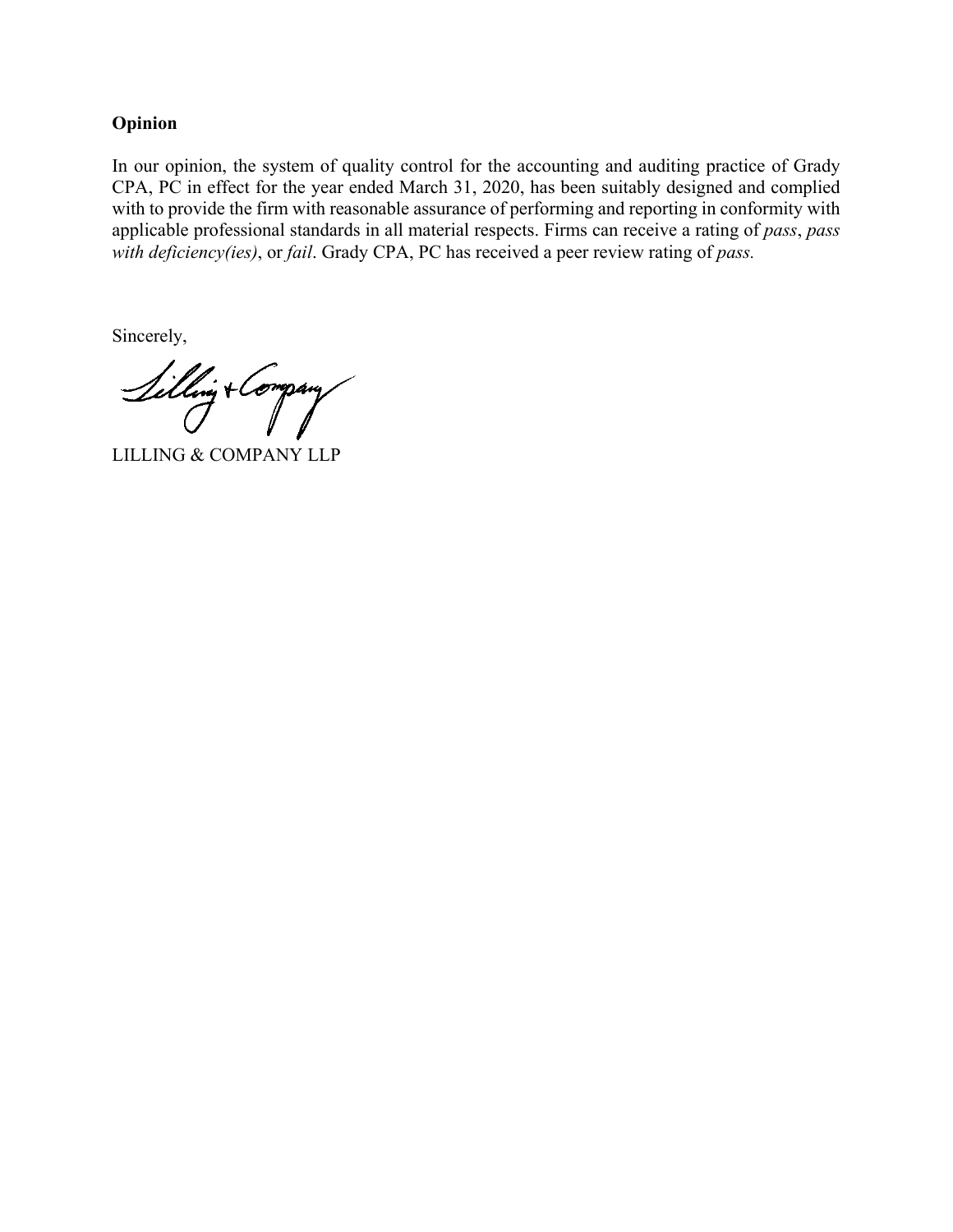**Opinion**

In our opinion, the system of quality control for the accounting and auditing practice of Grady CPA, PC in effect for the year ended March 31, 2020, has been suitably designed and complied with to provide the firm with reasonable assurance of performing and reporting in conformity with applicable professional standards in all material respects. Firms can receive a rating of *pass*, *pass with deficiency(ies)*, or *fail*. Grady CPA, PC has received a peer review rating of *pass.*

Sincerely,

Lilling & Company

LILLING & COMPANY LLP